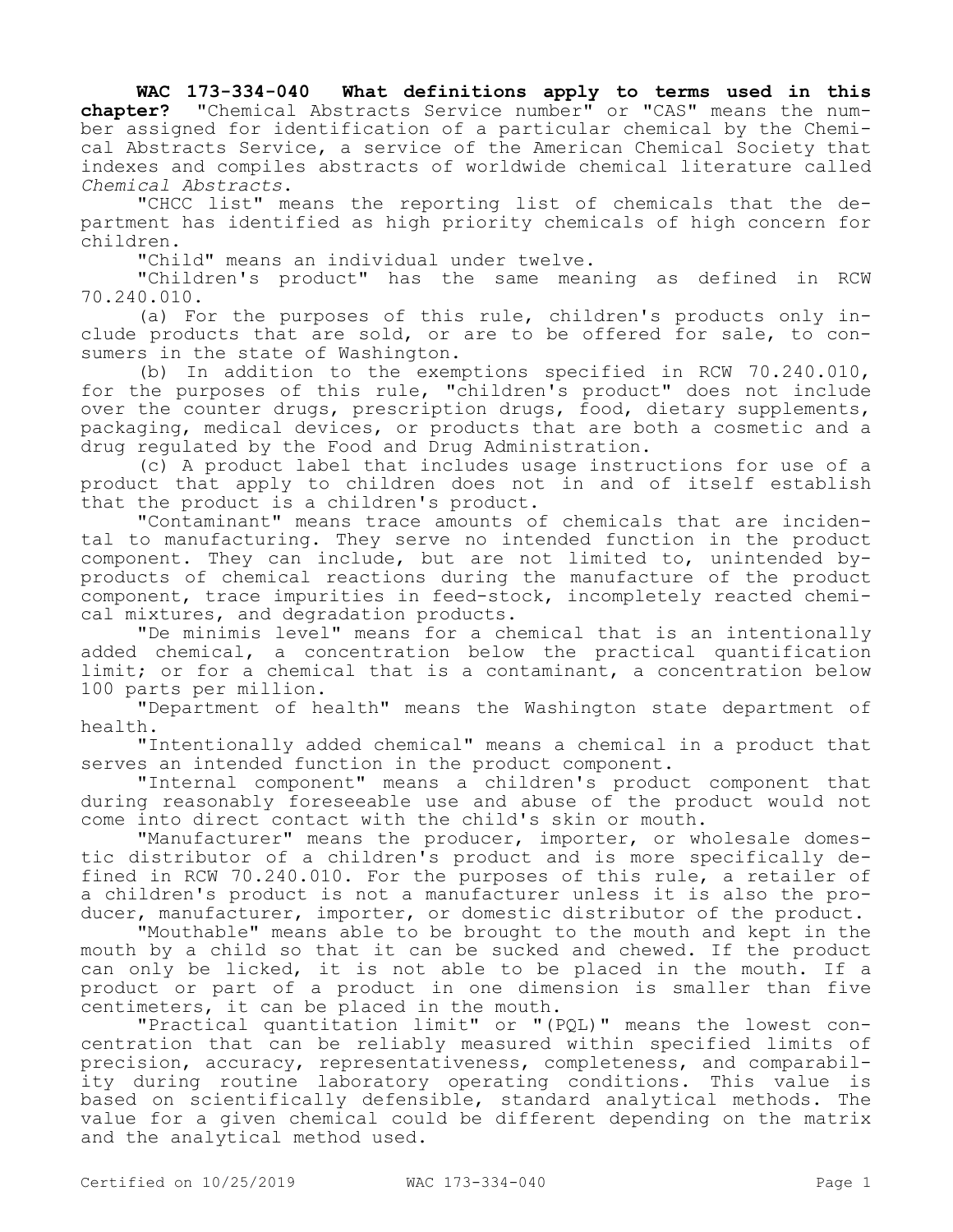**WAC 173-334-040 What definitions apply to terms used in this chapter?** "Chemical Abstracts Service number" or "CAS" means the number assigned for identification of a particular chemical by the Chemical Abstracts Service, a service of the American Chemical Society that indexes and compiles abstracts of worldwide chemical literature called *Chemical Abstracts*.

"CHCC list" means the reporting list of chemicals that the department has identified as high priority chemicals of high concern for children.

"Child" means an individual under twelve.

"Children's product" has the same meaning as defined in RCW 70.240.010.

(a) For the purposes of this rule, children's products only include products that are sold, or are to be offered for sale, to consumers in the state of Washington.

(b) In addition to the exemptions specified in RCW 70.240.010, for the purposes of this rule, "children's product" does not include over the counter drugs, prescription drugs, food, dietary supplements, packaging, medical devices, or products that are both a cosmetic and a drug regulated by the Food and Drug Administration.

(c) A product label that includes usage instructions for use of a product that apply to children does not in and of itself establish that the product is a children's product.

"Contaminant" means trace amounts of chemicals that are incidental to manufacturing. They serve no intended function in the product component. They can include, but are not limited to, unintended byproducts of chemical reactions during the manufacture of the product component, trace impurities in feed-stock, incompletely reacted chemical mixtures, and degradation products.

"De minimis level" means for a chemical that is an intentionally added chemical, a concentration below the practical quantification limit; or for a chemical that is a contaminant, a concentration below 100 parts per million.

"Department of health" means the Washington state department of health.

"Intentionally added chemical" means a chemical in a product that serves an intended function in the product component.

"Internal component" means a children's product component that during reasonably foreseeable use and abuse of the product would not come into direct contact with the child's skin or mouth.

"Manufacturer" means the producer, importer, or wholesale domestic distributor of a children's product and is more specifically defined in RCW 70.240.010. For the purposes of this rule, a retailer of a children's product is not a manufacturer unless it is also the producer, manufacturer, importer, or domestic distributor of the product.

"Mouthable" means able to be brought to the mouth and kept in the mouth by a child so that it can be sucked and chewed. If the product can only be licked, it is not able to be placed in the mouth. If a product or part of a product in one dimension is smaller than five centimeters, it can be placed in the mouth.

"Practical quantitation limit" or "(PQL)" means the lowest concentration that can be reliably measured within specified limits of precision, accuracy, representativeness, completeness, and comparability during routine laboratory operating conditions. This value is based on scientifically defensible, standard analytical methods. The value for a given chemical could be different depending on the matrix and the analytical method used.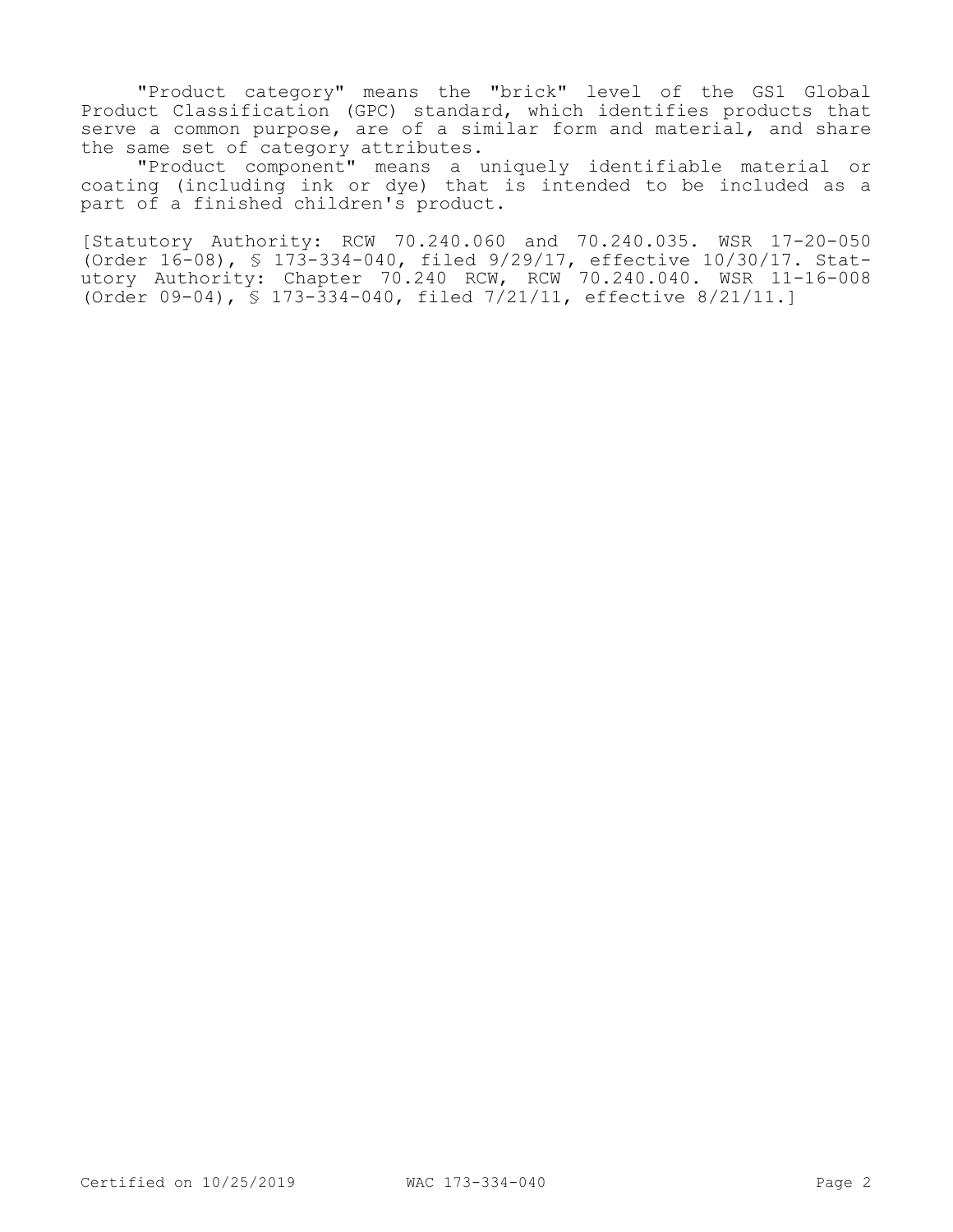"Product category" means the "brick" level of the GS1 Global Product Classification (GPC) standard, which identifies products that serve a common purpose, are of a similar form and material, and share the same set of category attributes.

"Product component" means a uniquely identifiable material or coating (including ink or dye) that is intended to be included as a part of a finished children's product.

[Statutory Authority: RCW 70.240.060 and 70.240.035. WSR 17-20-050 (Order 16-08), § 173-334-040, filed 9/29/17, effective 10/30/17. Statutory Authority: Chapter 70.240 RCW, RCW 70.240.040. WSR 11-16-008 (Order 09-04), § 173-334-040, filed 7/21/11, effective 8/21/11.]